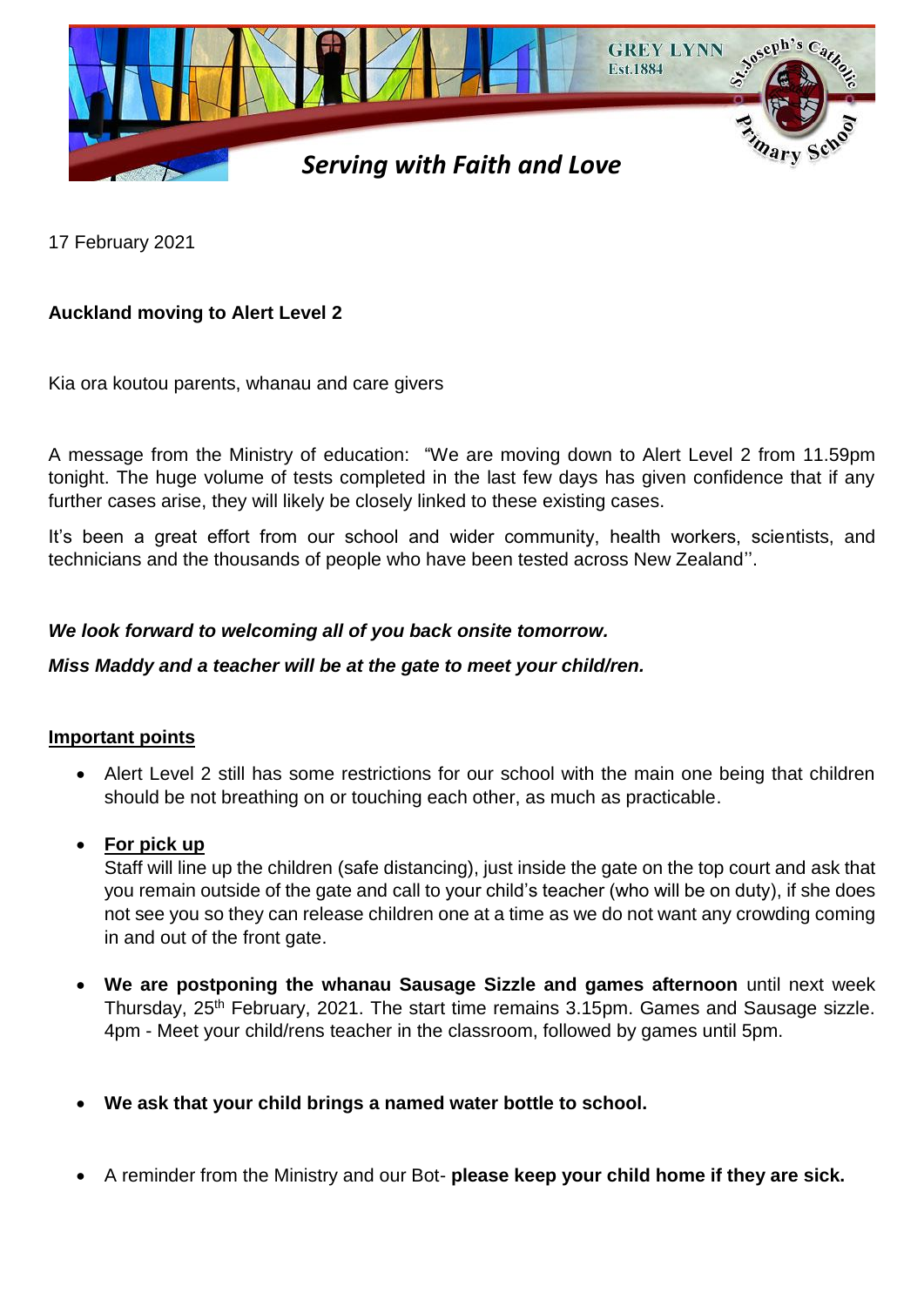GREY LYNN
Est.1884

St.Joseph's Catholic Primary School

*Serving with Faith and Love*

17 February 2021

**Auckland moving to Alert Level 2**

Kia ora koutou parents, whanau and care givers

A message from the Ministry of education: "We are moving down to Alert Level 2 from 11.59pm tonight. The huge volume of tests completed in the last few days has given confidence that if any further cases arise, they will likely be closely linked to these existing cases.

It's been a great effort from our school and wider community, health workers, scientists, and technicians and the thousands of people who have been tested across New Zealand''.

***We look forward to welcoming all of you back onsite tomorrow.***

***Miss Maddy and a teacher will be at the gate to meet your child/ren.***

**Important points**

- Alert Level 2 still has some restrictions for our school with the main one being that children should be not breathing on or touching each other, as much as practicable.
- **For pick up**
  Staff will line up the children (safe distancing), just inside the gate on the top court and ask that you remain outside of the gate and call to your child's teacher (who will be on duty), if she does not see you so they can release children one at a time as we do not want any crowding coming in and out of the front gate.
- **We are postponing the whanau Sausage Sizzle and games afternoon** until next week Thursday, 25th February, 2021. The start time remains 3.15pm. Games and Sausage sizzle. 4pm - Meet your child/rens teacher in the classroom, followed by games until 5pm.
- **We ask that your child brings a named water bottle to school.**
- A reminder from the Ministry and our Bot- **please keep your child home if they are sick.**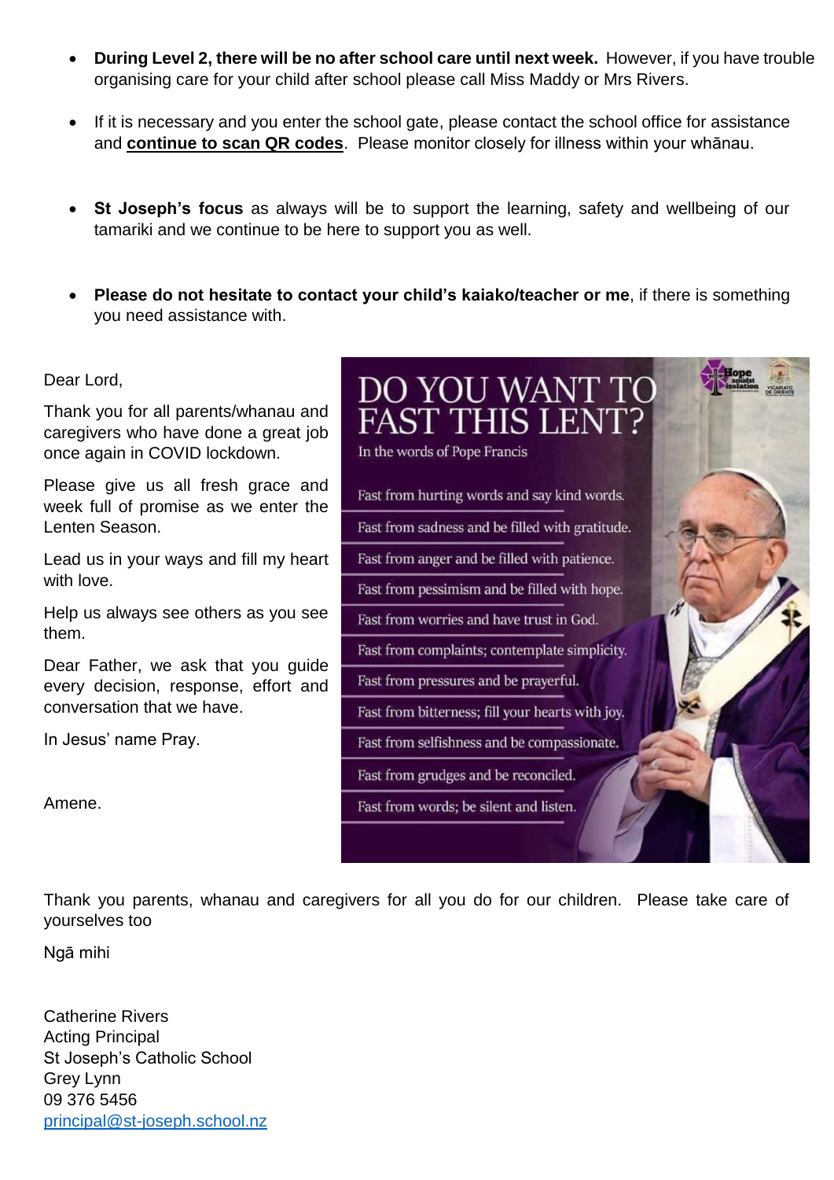- **During Level 2, there will be no after school care until next week.** However, if you have trouble organising care for your child after school please call Miss Maddy or Mrs Rivers.

- If it is necessary and you enter the school gate, please contact the school office for assistance and **continue to scan QR codes**. Please monitor closely for illness within your whānau.

- **St Joseph's focus** as always will be to support the learning, safety and wellbeing of our tamariki and we continue to be here to support you as well.

- **Please do not hesitate to contact your child's kaiako/teacher or me**, if there is something you need assistance with.

Dear Lord,

Thank you for all parents/whanau and caregivers who have done a great job once again in COVID lockdown.

Please give us all fresh grace and week full of promise as we enter the Lenten Season.

Lead us in your ways and fill my heart with love.

Help us always see others as you see them.

Dear Father, we ask that you guide every decision, response, effort and conversation that we have.

In Jesus' name Pray.

Amene.

DO YOU WANT TO FAST THIS LENT?

In the words of Pope Francis

Fast from hurting words and say kind words.

Fast from sadness and be filled with gratitude.

Fast from anger and be filled with patience.

Fast from pessimism and be filled with hope.

Fast from worries and have trust in God.

Fast from complaints; contemplate simplicity.

Fast from pressures and be prayerful.

Fast from bitterness; fill your hearts with joy.

Fast from selfishness and be compassionate.

Fast from grudges and be reconciled.

Fast from words; be silent and listen.

Thank you parents, whanau and caregivers for all you do for our children. Please take care of yourselves too

Ngā mihi

Catherine Rivers
Acting Principal
St Joseph's Catholic School
Grey Lynn
09 376 5456
principal@st-joseph.school.nz